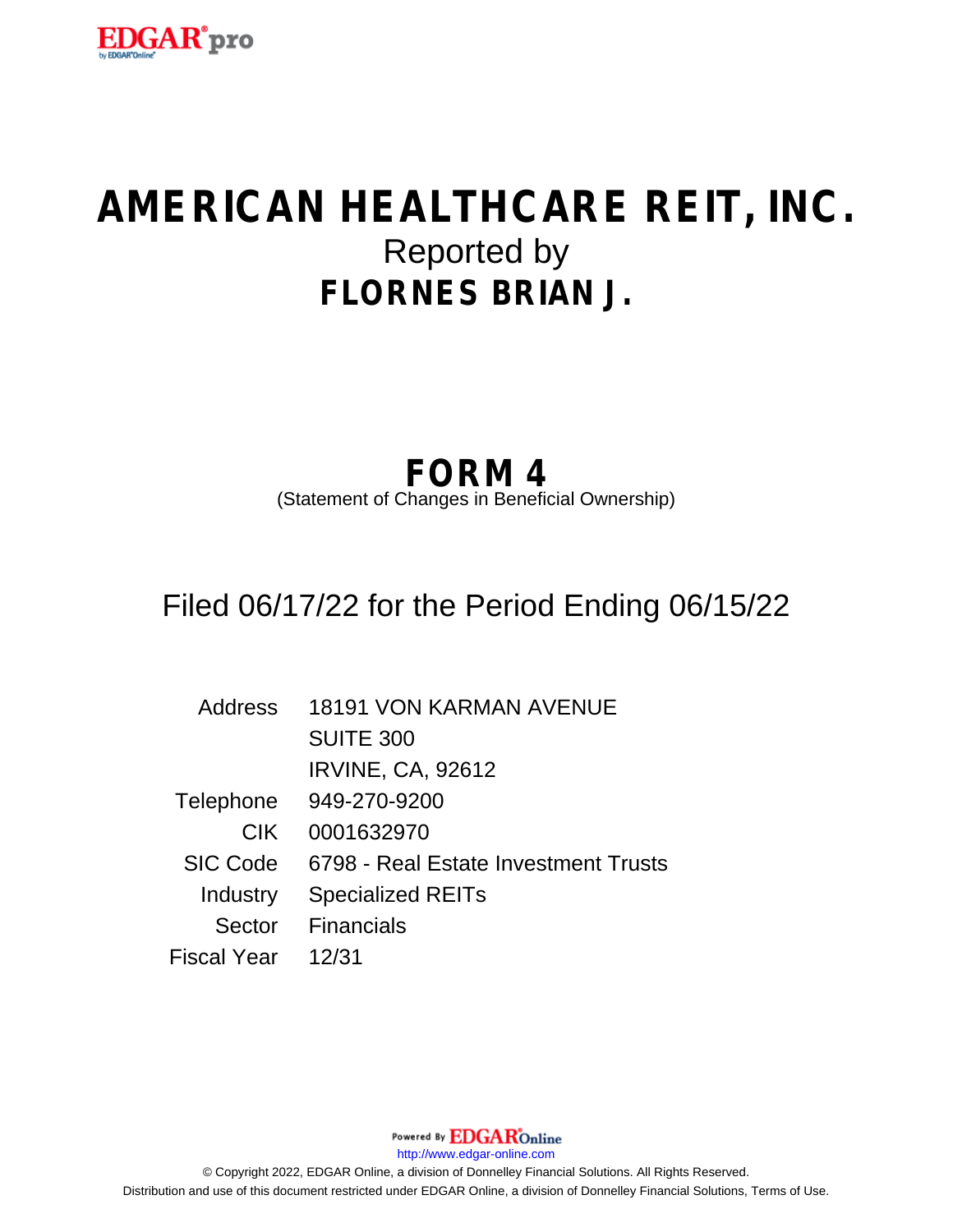# AMERICAN HEALTHCARE REIT, INC.

Reported by

## FLORNES BRIAN J.

# FORM 4

(Statement of Changes in Beneficial Ownership)

## Filed 06/17/22 for the Period Ending 06/15/22

| | |
|---|---|
| Address | 18191 VON KARMAN AVENUE<br>SUITE 300<br>IRVINE, CA, 92612 |
| Telephone | 949-270-9200 |
| CIK | 0001632970 |
| SIC Code | 6798 - Real Estate Investment Trusts |
| Industry | Specialized REITs |
| Sector | Financials |
| Fiscal Year | 12/31 |

Powered By EDGAR Online

http://www.edgar-online.com

© Copyright 2022, EDGAR Online, a division of Donnelley Financial Solutions. All Rights Reserved.
Distribution and use of this document restricted under EDGAR Online, a division of Donnelley Financial Solutions, Terms of Use.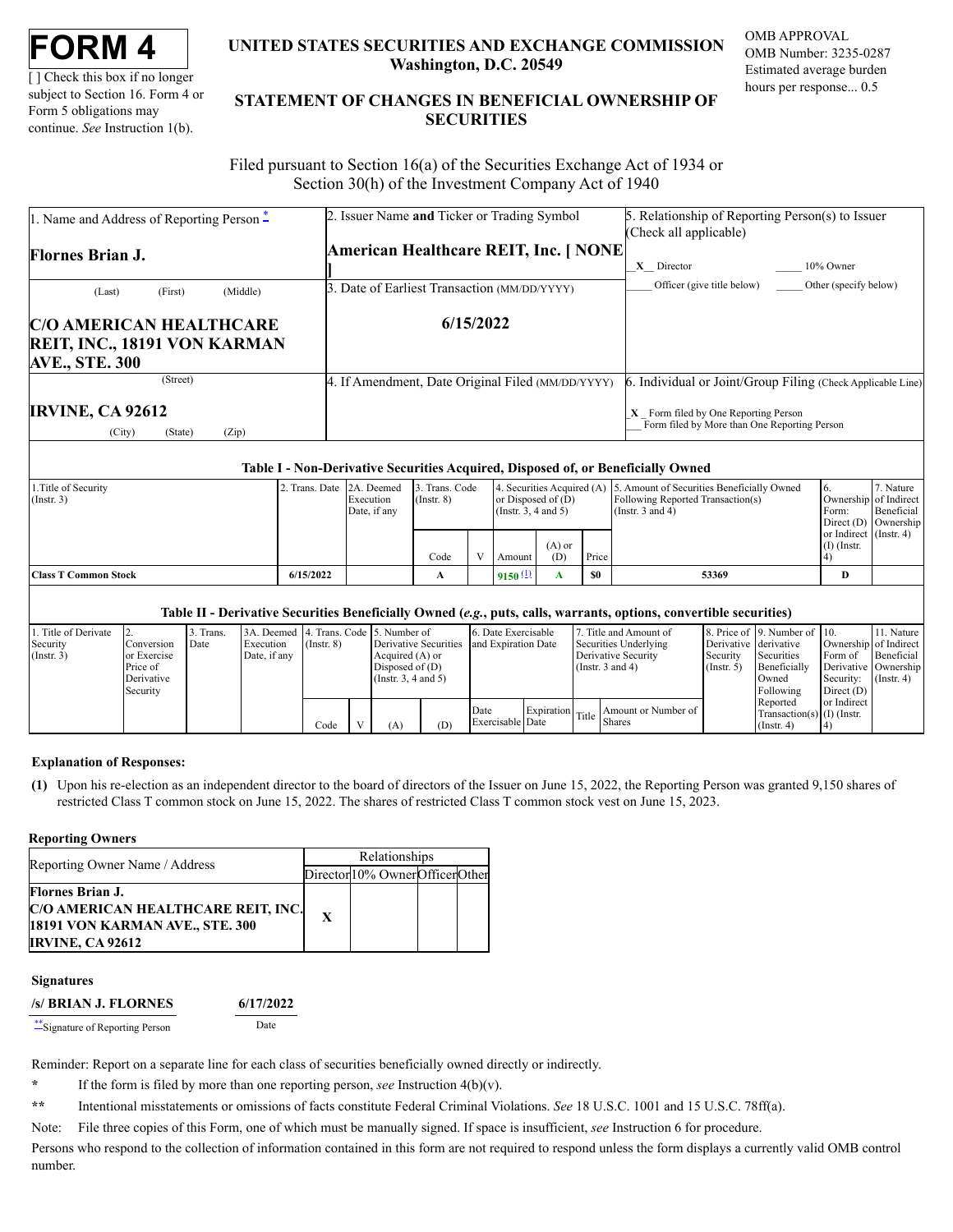# FORM 4

[ ] Check this box if no longer subject to Section 16. Form 4 or Form 5 obligations may continue. *See* Instruction 1(b).

**UNITED STATES SECURITIES AND EXCHANGE COMMISSION**
**Washington, D.C. 20549**

**STATEMENT OF CHANGES IN BENEFICIAL OWNERSHIP OF SECURITIES**

OMB APPROVAL
OMB Number: 3235-0287
Estimated average burden hours per response... 0.5

Filed pursuant to Section 16(a) of the Securities Exchange Act of 1934 or Section 30(h) of the Investment Company Act of 1940

| | | |
|---|---|---|
| 1. Name and Address of Reporting Person * <br> **Flornes Brian J.** <br> (Last) (First) (Middle) <br> **C/O AMERICAN HEALTHCARE REIT, INC., 18191 VON KARMAN AVE., STE. 300** <br> (Street) <br> **IRVINE, CA 92612** <br> (City) (State) (Zip) | 2. Issuer Name **and** Ticker or Trading Symbol <br> **American Healthcare REIT, Inc. [ NONE ]** <br> 3. Date of Earliest Transaction (MM/DD/YYYY) <br> **6/15/2022** <br> 4. If Amendment, Date Original Filed (MM/DD/YYYY) | 5. Relationship of Reporting Person(s) to Issuer (Check all applicable) <br> _X_ Director ___ 10% Owner <br> ___ Officer (give title below) ___ Other (specify below) <br> 6. Individual or Joint/Group Filing (Check Applicable Line) <br> _X_ Form filed by One Reporting Person <br> ___ Form filed by More than One Reporting Person |

**Table I - Non-Derivative Securities Acquired, Disposed of, or Beneficially Owned**

| 1.Title of Security (Instr. 3) | 2. Trans. Date | 2A. Deemed Execution Date, if any | 3. Trans. Code (Instr. 8) | | 4. Securities Acquired (A) or Disposed of (D) (Instr. 3, 4 and 5) | | | 5. Amount of Securities Beneficially Owned Following Reported Transaction(s) (Instr. 3 and 4) | 6. Ownership Form: Direct (D) or Indirect (I) (Instr. 4) | 7. Nature of Indirect Beneficial Ownership (Instr. 4) |
|---|---|---|---|---|---|---|---|---|---|---|
| | | | Code | V | Amount | (A) or (D) | Price | | | |
| **Class T Common Stock** | **6/15/2022** | | **A** | | **9150** (1) | **A** | **$0** | **53369** | **D** | |

**Table II - Derivative Securities Beneficially Owned (*e.g.*, puts, calls, warrants, options, convertible securities)**

| 1. Title of Derivate Security (Instr. 3) | 2. Conversion or Exercise Price of Derivative Security | 3. Trans. Date | 3A. Deemed Execution Date, if any | 4. Trans. Code (Instr. 8) | | 5. Number of Derivative Securities Acquired (A) or Disposed of (D) (Instr. 3, 4 and 5) | | 6. Date Exercisable and Expiration Date | | 7. Title and Amount of Securities Underlying Derivative Security (Instr. 3 and 4) | | 8. Price of Derivative Security (Instr. 5) | 9. Number of derivative Securities Beneficially Owned Following Reported Transaction(s) (Instr. 4) | 10. Ownership Form of Derivative Security: Direct (D) or Indirect (I) (Instr. 4) | 11. Nature of Indirect Beneficial Ownership (Instr. 4) |
|---|---|---|---|---|---|---|---|---|---|---|---|---|---|---|---|
| | | | | Code | V | (A) | (D) | Date Exercisable | Expiration Date | Title | Amount or Number of Shares | | | | |

**Explanation of Responses:**

**(1)** Upon his re-election as an independent director to the board of directors of the Issuer on June 15, 2022, the Reporting Person was granted 9,150 shares of restricted Class T common stock on June 15, 2022. The shares of restricted Class T common stock vest on June 15, 2023.

**Reporting Owners**

| Reporting Owner Name / Address | Relationships | | | |
|---|---|---|---|---|
| | Director | 10% Owner | Officer | Other |
| **Flornes Brian J.** <br> **C/O AMERICAN HEALTHCARE REIT, INC.** <br> **18191 VON KARMAN AVE., STE. 300** <br> **IRVINE, CA 92612** | **X** | | | |

**Signatures**

| | |
|---|---|
| **/s/ BRIAN J. FLORNES** | **6/17/2022** |
| **Signature of Reporting Person | Date |

Reminder: Report on a separate line for each class of securities beneficially owned directly or indirectly.

\* If the form is filed by more than one reporting person, *see* Instruction 4(b)(v).

\*\* Intentional misstatements or omissions of facts constitute Federal Criminal Violations. *See* 18 U.S.C. 1001 and 15 U.S.C. 78ff(a).

Note: File three copies of this Form, one of which must be manually signed. If space is insufficient, *see* Instruction 6 for procedure.

Persons who respond to the collection of information contained in this form are not required to respond unless the form displays a currently valid OMB control number.